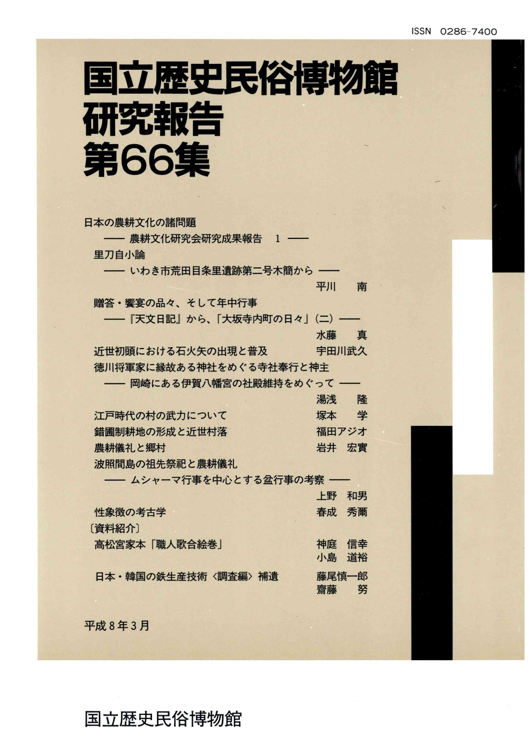ISSN 0286-7400

# 国立歴史民俗博物館
# 研究報告
# 第66集

日本の農耕文化の諸問題
—— 農耕文化研究会研究成果報告 1 ——

里刀自小論
—— いわき市荒田目条里遺跡第二号木簡から —— 平川 南

贈答・饗宴の品々、そして年中行事
——『天文日記』から、「大坂寺内町の日々」(二)—— 水藤 真

近世初頭における石火矢の出現と普及 宇田川武久

徳川将軍家に縁故ある神社をめぐる寺社奉行と神主
—— 岡崎にある伊賀八幡宮の社殿維持をめぐって —— 湯浅 隆

江戸時代の村の武力について 塚本 学

錯圃制耕地の形成と近世村落 福田アジオ

農耕儀礼と郷村 岩井 宏實

波照間島の祖先祭祀と農耕儀礼
—— ムシャーマ行事を中心とする盆行事の考察 —— 上野 和男

性象徴の考古学 春成 秀爾

〔資料紹介〕

高松宮家本「職人歌合絵巻」 神庭 信幸 小島 道裕

日本・韓国の鉄生産技術〈調査編〉補遺 藤尾慎一郎 齋藤 努

平成8年3月

国立歴史民俗博物館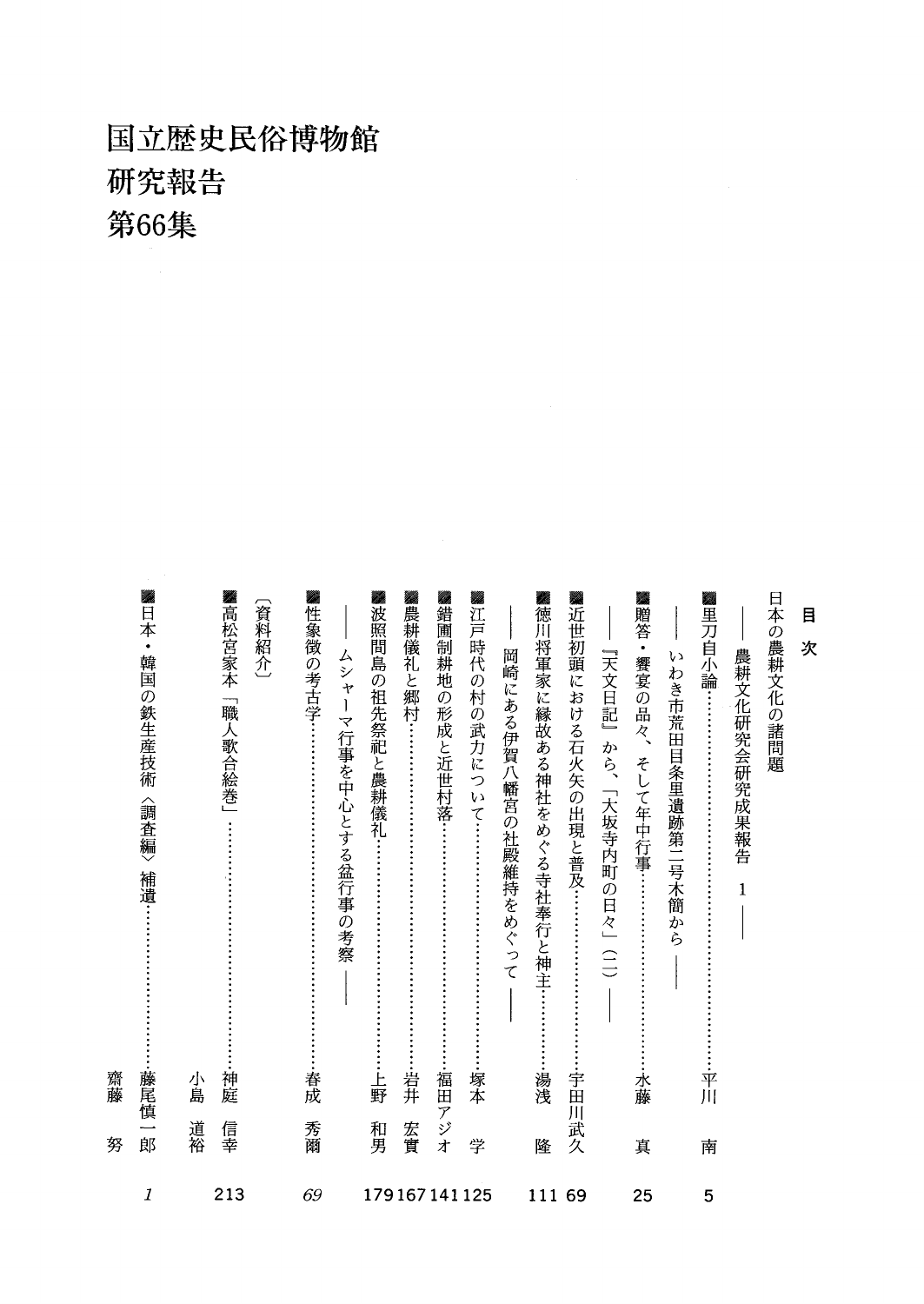# 国立歴史民俗博物館
# 研究報告
# 第66集

## 目次

日本の農耕文化の諸問題
——農耕文化研究会研究成果報告 1——

- 里刀自小論 …… 平川 南 5
  ——いわき市荒田目条里遺跡第二号木簡から——
- 贈答・饗宴の品々、そして年中行事 …… 水藤 真 25
  ——『天文日記』から、「大坂寺内町の日々」(二)——
- 近世初頭における石火矢の出現と普及 …… 宇田川武久 69
- 徳川将軍家に縁故ある神社をめぐる寺社奉行と神主 …… 湯浅 隆 111
  ——岡崎にある伊賀八幡宮の社殿維持をめぐって——
- 江戸時代の村の武力について …… 塚本 学 125
- 錯圃制耕地の形成と近世村落 …… 福田アジオ 141
- 農耕儀礼と郷村 …… 岩井 宏實 167
- 波照間島の祖先祭祀と農耕儀礼 …… 上野 和男 179
  ——ムシャーマ行事を中心とする盆行事の考察——
- 性象徴の考古学 …… 春成 秀爾 *69*

〔資料紹介〕

- 高松宮家本「職人歌合絵巻」 …… 神庭 信幸 / 小島 道裕 213
- 日本・韓国の鉄生産技術〈調査編〉補遺 …… 藤尾慎一郎 / 齋藤 努 *1*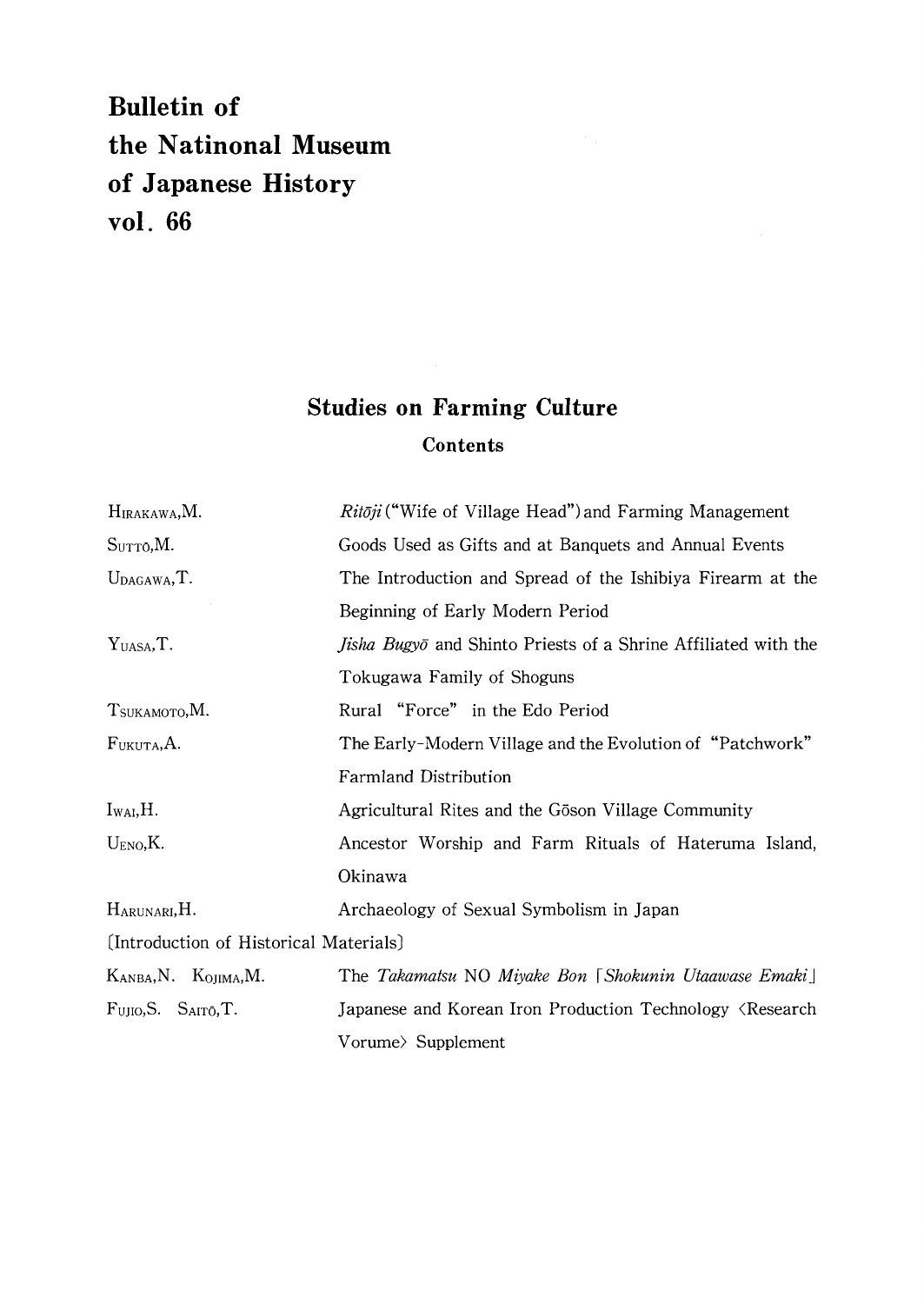# Bulletin of the Natinonal Museum of Japanese History vol. 66

## Studies on Farming Culture

### Contents

| | |
|---|---|
| HIRAKAWA, M. | *Ritōji* ("Wife of Village Head") and Farming Management |
| SUTTŌ, M. | Goods Used as Gifts and at Banquets and Annual Events |
| UDAGAWA, T. | The Introduction and Spread of the Ishibiya Firearm at the Beginning of Early Modern Period |
| YUASA, T. | *Jisha Bugyō* and Shinto Priests of a Shrine Affiliated with the Tokugawa Family of Shoguns |
| TSUKAMOTO, M. | Rural "Force" in the Edo Period |
| FUKUTA, A. | The Early-Modern Village and the Evolution of "Patchwork" Farmland Distribution |
| IWAI, H. | Agricultural Rites and the Gōson Village Community |
| UENO, K. | Ancestor Worship and Farm Rituals of Hateruma Island, Okinawa |
| HARUNARI, H. | Archaeology of Sexual Symbolism in Japan |

〔Introduction of Historical Materials〕

| | |
|---|---|
| KANBA, N. KOJIMA, M. | The *Takamatsu* NO *Miyake Bon* 「*Shokunin Utaawase Emaki*」 |
| FUJIO, S. SAITŌ, T. | Japanese and Korean Iron Production Technology 〈Research Vorume〉 Supplement |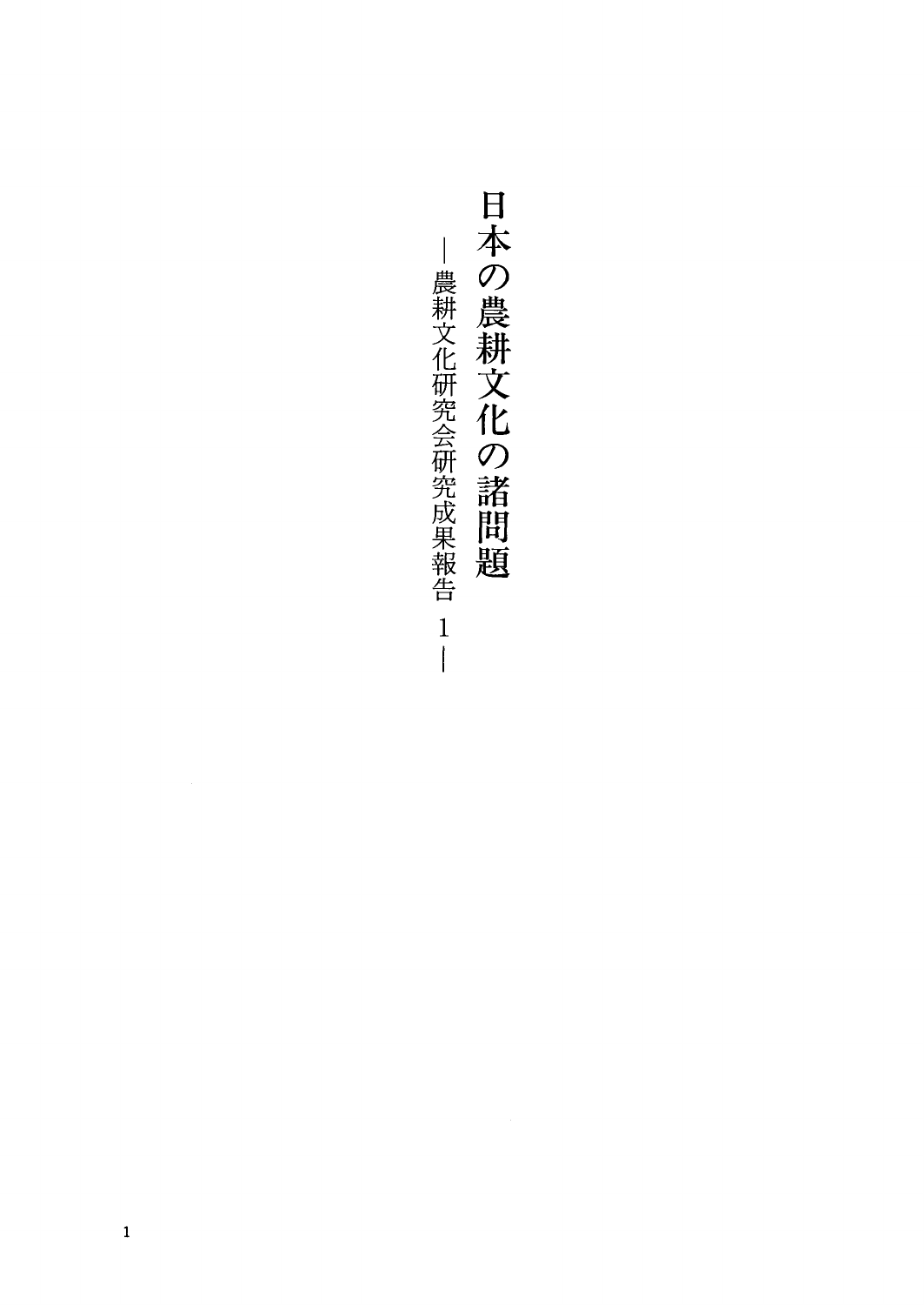# 日本の農耕文化の諸問題

―農耕文化研究会研究成果報告 1―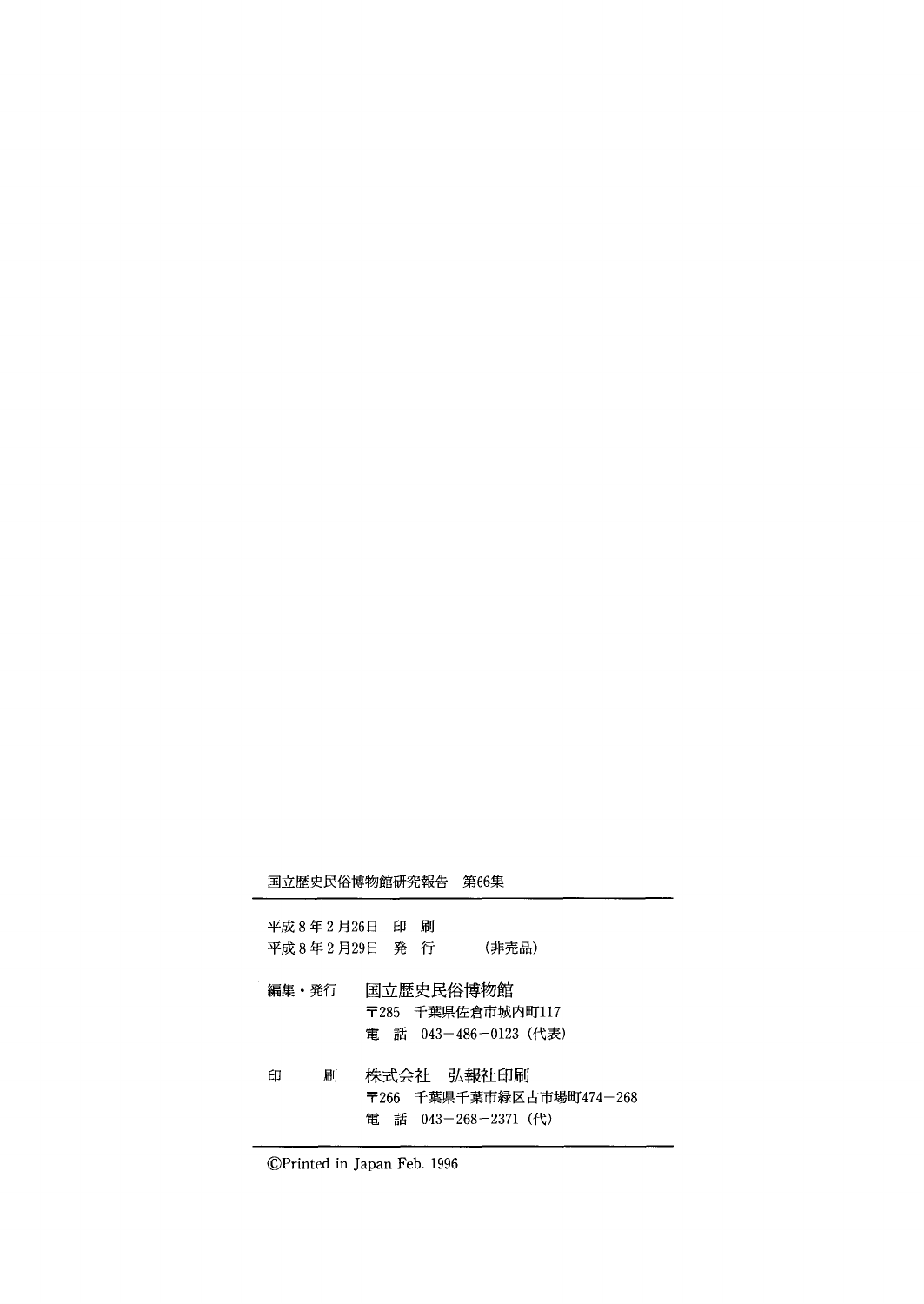国立歴史民俗博物館研究報告　第66集

---

平成8年2月26日　印　刷
平成8年2月29日　発　行　　　（非売品）

編集・発行　国立歴史民俗博物館
　　　　　　〒285　千葉県佐倉市城内町117
　　　　　　電　話　043－486－0123（代表）

印　　刷　株式会社　弘報社印刷
　　　　　　〒266　千葉県千葉市緑区古市場町474－268
　　　　　　電　話　043－268－2371（代）

---

©Printed in Japan Feb. 1996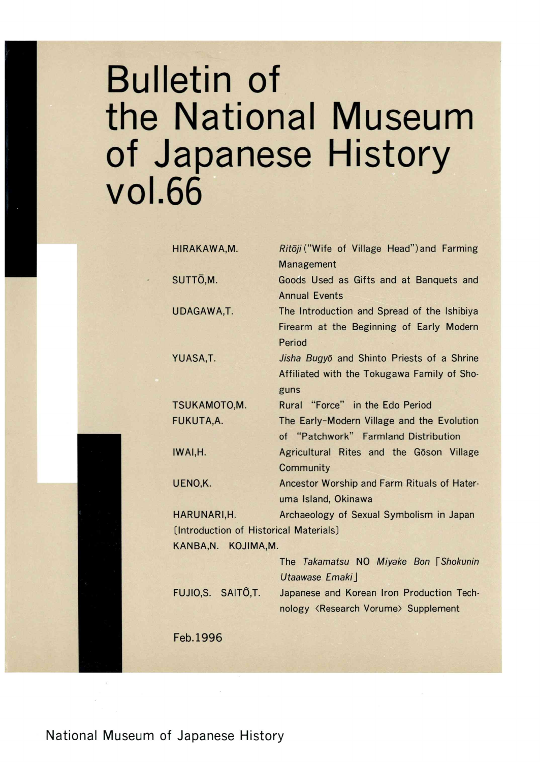# Bulletin of the National Museum of Japanese History vol.66

| | |
|---|---|
| HIRAKAWA,M. | *Ritōji* ("Wife of Village Head") and Farming Management |
| SUTTŌ,M. | Goods Used as Gifts and at Banquets and Annual Events |
| UDAGAWA,T. | The Introduction and Spread of the Ishibiya Firearm at the Beginning of Early Modern Period |
| YUASA,T. | *Jisha Bugyō* and Shinto Priests of a Shrine Affiliated with the Tokugawa Family of Shoguns |
| TSUKAMOTO,M. | Rural "Force" in the Edo Period |
| FUKUTA,A. | The Early-Modern Village and the Evolution of "Patchwork" Farmland Distribution |
| IWAI,H. | Agricultural Rites and the Gōson Village Community |
| UENO,K. | Ancestor Worship and Farm Rituals of Hateruma Island, Okinawa |
| HARUNARI,H. | Archaeology of Sexual Symbolism in Japan |

〔Introduction of Historical Materials〕

| | |
|---|---|
| KANBA,N. KOJIMA,M. | The *Takamatsu* NO *Miyake Bon* 「*Shokunin Utaawase Emaki*」 |
| FUJIO,S. SAITÔ,T. | Japanese and Korean Iron Production Technology 〈Research Vorume〉 Supplement |

Feb.1996

National Museum of Japanese History